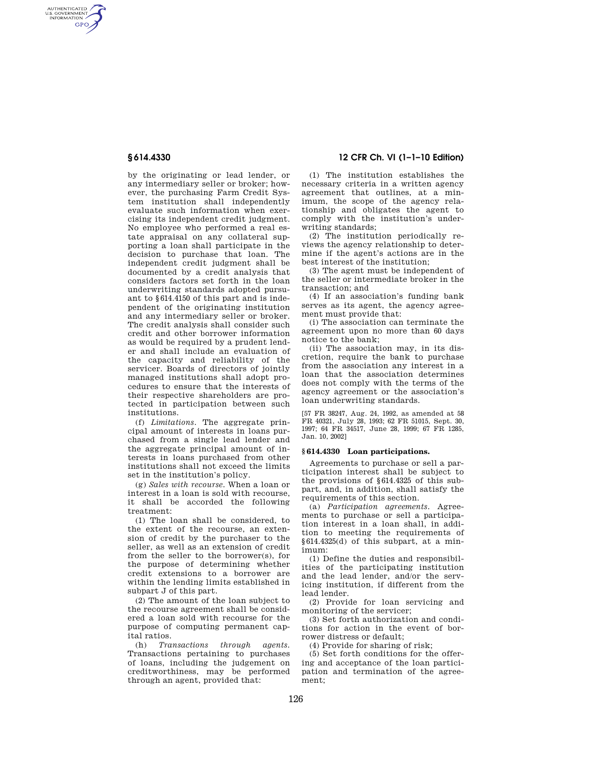by the originating or lead lender, or any intermediary seller or broker; however, the purchasing Farm Credit System institution shall independently evaluate such information when exercising its independent credit judgment. No employee who performed a real estate appraisal on any collateral supporting a loan shall participate in the decision to purchase that loan. The independent credit judgment shall be documented by a credit analysis that considers factors set forth in the loan underwriting standards adopted pursuant to §614.4150 of this part and is independent of the originating institution and any intermediary seller or broker. The credit analysis shall consider such credit and other borrower information as would be required by a prudent lender and shall include an evaluation of the capacity and reliability of the servicer. Boards of directors of jointly managed institutions shall adopt procedures to ensure that the interests of their respective shareholders are protected in participation between such institutions.

(f) *Limitations.* The aggregate principal amount of interests in loans purchased from a single lead lender and the aggregate principal amount of interests in loans purchased from other institutions shall not exceed the limits set in the institution's policy.

(g) *Sales with recourse.* When a loan or interest in a loan is sold with recourse, it shall be accorded the following treatment:

(1) The loan shall be considered, to the extent of the recourse, an extension of credit by the purchaser to the seller, as well as an extension of credit from the seller to the borrower(s), for the purpose of determining whether credit extensions to a borrower are within the lending limits established in subpart J of this part.

(2) The amount of the loan subject to the recourse agreement shall be considered a loan sold with recourse for the purpose of computing permanent capital ratios.

(h) *Transactions through agents.* Transactions pertaining to purchases of loans, including the judgement on creditworthiness, may be performed through an agent, provided that:

(1) The institution establishes the necessary criteria in a written agency agreement that outlines, at a minimum, the scope of the agency relationship and obligates the agent to comply with the institution's underwriting standards;

(2) The institution periodically reviews the agency relationship to determine if the agent's actions are in the best interest of the institution;

(3) The agent must be independent of the seller or intermediate broker in the transaction; and

(4) If an association's funding bank serves as its agent, the agency agreement must provide that:

(i) The association can terminate the agreement upon no more than 60 days notice to the bank;

(ii) The association may, in its discretion, require the bank to purchase from the association any interest in a loan that the association determines does not comply with the terms of the agency agreement or the association's loan underwriting standards.

[57 FR 38247, Aug. 24, 1992, as amended at 58 FR 40321, July 28, 1993; 62 FR 51015, Sept. 30, 1997; 64 FR 34517, June 28, 1999; 67 FR 1285, Jan. 10, 2002]

## §614.4330 Loan participations.

Agreements to purchase or sell a participation interest shall be subject to the provisions of §614.4325 of this subpart, and, in addition, shall satisfy the requirements of this section.

(a) *Participation agreements.* Agreements to purchase or sell a participation interest in a loan shall, in addition to meeting the requirements of §614.4325(d) of this subpart, at a minimum:

(1) Define the duties and responsibilities of the participating institution and the lead lender, and/or the servicing institution, if different from the lead lender.

(2) Provide for loan servicing and monitoring of the servicer;

(3) Set forth authorization and conditions for action in the event of borrower distress or default;

(4) Provide for sharing of risk;

(5) Set forth conditions for the offering and acceptance of the loan participation and termination of the agreement;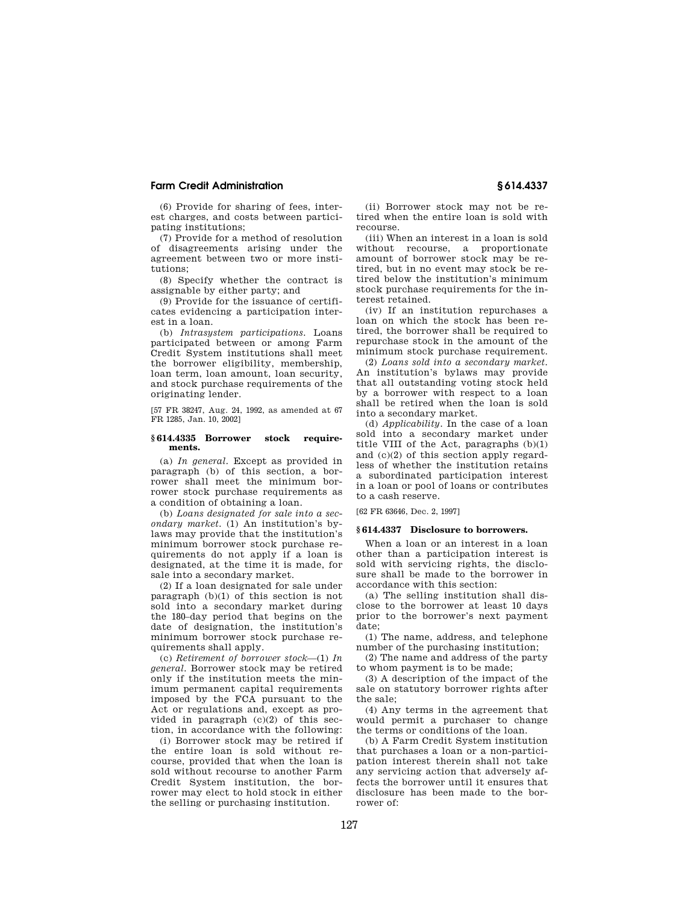(6) Provide for sharing of fees, interest charges, and costs between participating institutions;

(7) Provide for a method of resolution of disagreements arising under the agreement between two or more institutions;

(8) Specify whether the contract is assignable by either party; and

(9) Provide for the issuance of certificates evidencing a participation interest in a loan.

(b) *Intrasystem participations.* Loans participated between or among Farm Credit System institutions shall meet the borrower eligibility, membership, loan term, loan amount, loan security, and stock purchase requirements of the originating lender.

[57 FR 38247, Aug. 24, 1992, as amended at 67 FR 1285, Jan. 10, 2002]

## § 614.4335 Borrower stock requirements.

(a) *In general.* Except as provided in paragraph (b) of this section, a borrower shall meet the minimum borrower stock purchase requirements as a condition of obtaining a loan.

(b) *Loans designated for sale into a secondary market.* (1) An institution's bylaws may provide that the institution's minimum borrower stock purchase requirements do not apply if a loan is designated, at the time it is made, for sale into a secondary market.

(2) If a loan designated for sale under paragraph (b)(1) of this section is not sold into a secondary market during the 180–day period that begins on the date of designation, the institution's minimum borrower stock purchase requirements shall apply.

(c) *Retirement of borrower stock*—(1) *In general.* Borrower stock may be retired only if the institution meets the minimum permanent capital requirements imposed by the FCA pursuant to the Act or regulations and, except as provided in paragraph (c)(2) of this section, in accordance with the following:

(i) Borrower stock may be retired if the entire loan is sold without recourse, provided that when the loan is sold without recourse to another Farm Credit System institution, the borrower may elect to hold stock in either the selling or purchasing institution.

(ii) Borrower stock may not be retired when the entire loan is sold with recourse.

(iii) When an interest in a loan is sold without recourse, a proportionate amount of borrower stock may be retired, but in no event may stock be retired below the institution's minimum stock purchase requirements for the interest retained.

(iv) If an institution repurchases a loan on which the stock has been retired, the borrower shall be required to repurchase stock in the amount of the minimum stock purchase requirement.

(2) *Loans sold into a secondary market.* An institution's bylaws may provide that all outstanding voting stock held by a borrower with respect to a loan shall be retired when the loan is sold into a secondary market.

(d) *Applicability.* In the case of a loan sold into a secondary market under title VIII of the Act, paragraphs (b)(1) and (c)(2) of this section apply regardless of whether the institution retains a subordinated participation interest in a loan or pool of loans or contributes to a cash reserve.

[62 FR 63646, Dec. 2, 1997]

## § 614.4337 Disclosure to borrowers.

When a loan or an interest in a loan other than a participation interest is sold with servicing rights, the disclosure shall be made to the borrower in accordance with this section:

(a) The selling institution shall disclose to the borrower at least 10 days prior to the borrower's next payment date;

(1) The name, address, and telephone number of the purchasing institution;

(2) The name and address of the party to whom payment is to be made;

(3) A description of the impact of the sale on statutory borrower rights after the sale;

(4) Any terms in the agreement that would permit a purchaser to change the terms or conditions of the loan.

(b) A Farm Credit System institution that purchases a loan or a non-participation interest therein shall not take any servicing action that adversely affects the borrower until it ensures that disclosure has been made to the borrower of: